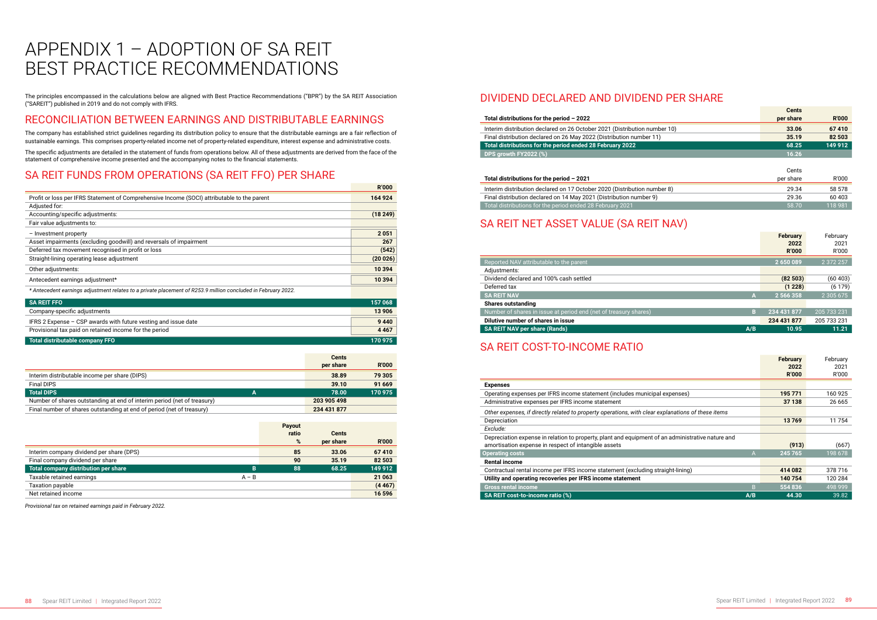# APPENDIX 1 – ADOPTION OF SA REIT BEST PRACTICE RECOMMENDATIONS

The principles encompassed in the calculations below are aligned with Best Practice Recommendations ("BPR") by the SA REIT Association ("SAREIT") published in 2019 and do not comply with IFRS.

## RECONCILIATION BETWEEN EARNINGS AND DISTRIBUTABLE EARNINGS

The company has established strict guidelines regarding its distribution policy to ensure that the distributable earnings are a fair reflection of sustainable earnings. This comprises property-related income net of property-related expenditure, interest expense and administrative costs.

The specific adjustments are detailed in the statement of funds from operations below. All of these adjustments are derived from the face of the statement of comprehensive income presented and the accompanying notes to the financial statements.

## SA REIT FUNDS FROM OPERATIONS (SA REIT FFO) PER SHARE

| | R'000 |
|---|---|
| Profit or loss per IFRS Statement of Comprehensive Income (SOCI) attributable to the parent | 164 924 |
| Adjusted for: | |
| Accounting/specific adjustments: | (18 249) |
| Fair value adjustments to: | |
| – Investment property | 2 051 |
| Asset impairments (excluding goodwill) and reversals of impairment | 267 |
| Deferred tax movement recognised in profit or loss | (542) |
| Straight-lining operating lease adjustment | (20 026) |
| Other adjustments: | 10 394 |
| Antecedent earnings adjustment* | 10 394 |
| *\* Antecedent earnings adjustment relates to a private placement of R253.9 million concluded in February 2022.* | |
| **SA REIT FFO** | **157 068** |
| Company-specific adjustments | 13 906 |
| IFRS 2 Expense – CSP awards with future vesting and issue date | 9 440 |
| Provisional tax paid on retained income for the period | 4 467 |
| **Total distributable company FFO** | **170 975** |

| | | Cents per share | R'000 |
|---|---|---|---|
| Interim distributable income per share (DIPS) | | 38.89 | 79 305 |
| Final DIPS | | 39.10 | 91 669 |
| **Total DIPS** | **A** | **78.00** | **170 975** |
| Number of shares outstanding at end of interim period (net of treasury) | | 203 905 498 | |
| Final number of shares outstanding at end of period (net of treasury) | | 234 431 877 | |

| | | Payout ratio % | Cents per share | R'000 |
|---|---|---|---|---|
| Interim company dividend per share (DPS) | | 85 | 33.06 | 67 410 |
| Final company dividend per share | | 90 | 35.19 | 82 503 |
| **Total company distribution per share** | **B** | **88** | **68.25** | **149 912** |
| Taxable retained earnings | A – B | | | 21 063 |
| Taxation payable | | | | (4 467) |
| Net retained income | | | | 16 596 |

*Provisional tax on retained earnings paid in February 2022.*

## DIVIDEND DECLARED AND DIVIDEND PER SHARE

| Total distributions for the period – 2022 | Cents per share | R'000 |
|---|---|---|
| Interim distribution declared on 26 October 2021 (Distribution number 10) | 33.06 | 67 410 |
| Final distribution declared on 26 May 2022 (Distribution number 11) | 35.19 | 82 503 |
| **Total distributions for the period ended 28 February 2022** | **68.25** | **149 912** |
| **DPS growth FY2022 (%)** | **16.26** | |

| Total distributions for the period – 2021 | Cents per share | R'000 |
|---|---|---|
| Interim distribution declared on 17 October 2020 (Distribution number 8) | 29.34 | 58 578 |
| Final distribution declared on 14 May 2021 (Distribution number 9) | 29.36 | 60 403 |
| Total distributions for the period ended 28 February 2021 | 58.70 | 118 981 |

## SA REIT NET ASSET VALUE (SA REIT NAV)

| | | February 2022 R'000 | February 2021 R'000 |
|---|---|---|---|
| Reported NAV attributable to the parent | | 2 650 089 | 2 372 257 |
| Adjustments: | | | |
| Dividend declared and 100% cash settled | | (82 503) | (60 403) |
| Deferred tax | | (1 228) | (6 179) |
| **SA REIT NAV** | **A** | **2 566 358** | **2 305 675** |
| **Shares outstanding** | | | |
| Number of shares in issue at period end (net of treasury shares) | B | 234 431 877 | 205 733 231 |
| **Dilutive number of shares in issue** | | **234 431 877** | **205 733 231** |
| **SA REIT NAV per share (Rands)** | **A/B** | **10.95** | **11.21** |

## SA REIT COST-TO-INCOME RATIO

| | | February 2022 R'000 | February 2021 R'000 |
|---|---|---|---|
| **Expenses** | | | |
| Operating expenses per IFRS income statement (includes municipal expenses) | | 195 771 | 160 925 |
| Administrative expenses per IFRS income statement | | 37 138 | 26 665 |
| *Other expenses, if directly related to property operations, with clear explanations of these items* | | | |
| Depreciation | | 13 769 | 11 754 |
| *Exclude:* | | | |
| Depreciation expense in relation to property, plant and equipment of an administrative nature and amortisation expense in respect of intangible assets | | (913) | (667) |
| **Operating costs** | **A** | **245 765** | **198 678** |
| **Rental income** | | | |
| Contractual rental income per IFRS income statement (excluding straight-lining) | | 414 082 | 378 716 |
| **Utility and operating recoveries per IFRS income statement** | | **140 754** | **120 284** |
| **Gross rental income** | **B** | **554 836** | **498 999** |
| **SA REIT cost-to-income ratio (%)** | **A/B** | **44.30** | **39.82** |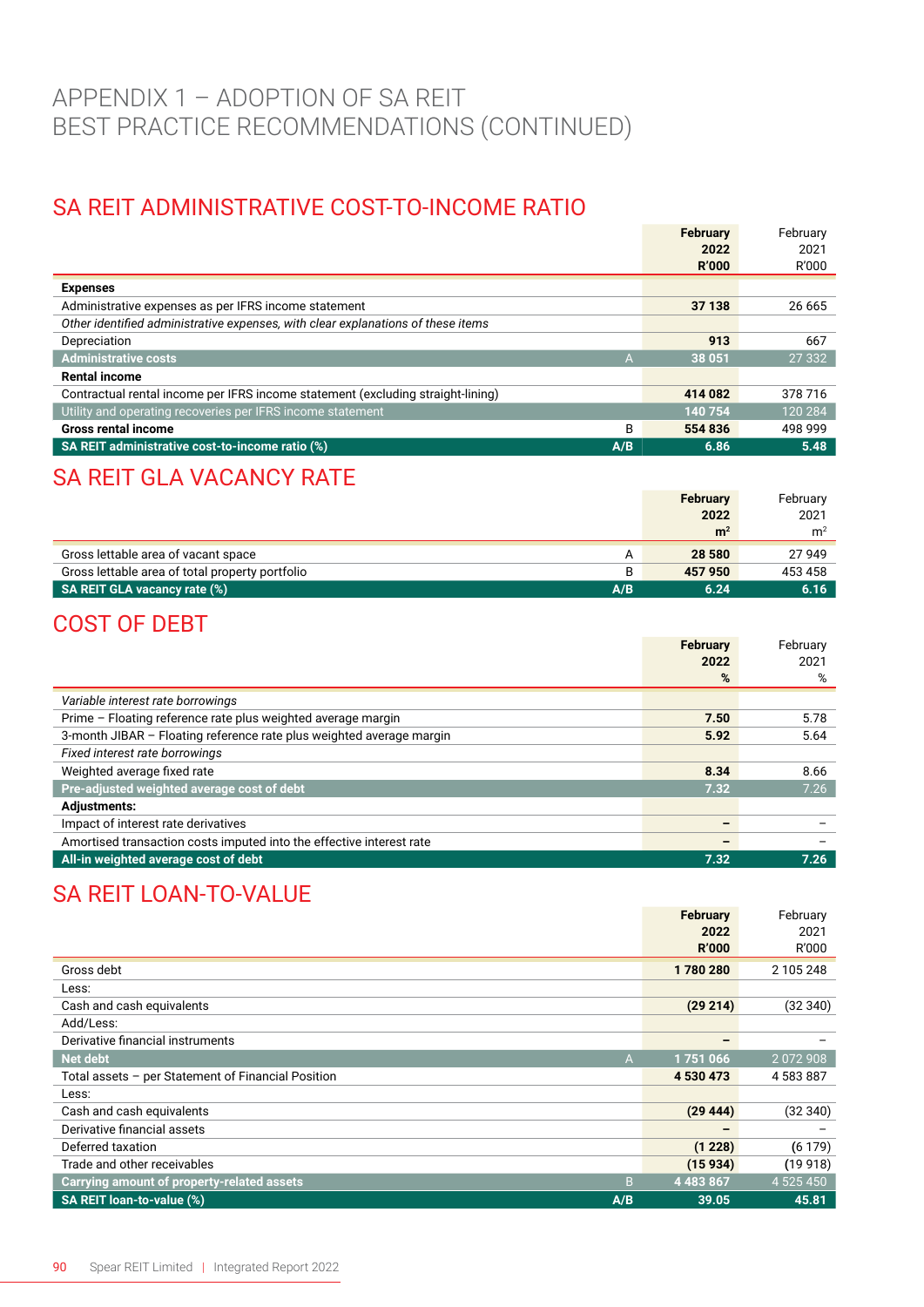# APPENDIX 1 – ADOPTION OF SA REIT BEST PRACTICE RECOMMENDATIONS (CONTINUED)

## SA REIT ADMINISTRATIVE COST-TO-INCOME RATIO

| | | February 2022 R'000 | February 2021 R'000 |
|---|---|---|---|
| **Expenses** | | | |
| Administrative expenses as per IFRS income statement | | **37 138** | 26 665 |
| *Other identified administrative expenses, with clear explanations of these items* | | | |
| Depreciation | | **913** | 667 |
| **Administrative costs** | A | **38 051** | 27 332 |
| **Rental income** | | | |
| Contractual rental income per IFRS income statement (excluding straight-lining) | | **414 082** | 378 716 |
| Utility and operating recoveries per IFRS income statement | | **140 754** | 120 284 |
| **Gross rental income** | B | **554 836** | 498 999 |
| **SA REIT administrative cost-to-income ratio (%)** | A/B | **6.86** | **5.48** |

## SA REIT GLA VACANCY RATE

| | | February 2022 $m^2$ | February 2021 $m^2$ |
|---|---|---|---|
| Gross lettable area of vacant space | A | **28 580** | 27 949 |
| Gross lettable area of total property portfolio | B | **457 950** | 453 458 |
| **SA REIT GLA vacancy rate (%)** | A/B | **6.24** | **6.16** |

## COST OF DEBT

| | February 2022 % | February 2021 % |
|---|---|---|
| *Variable interest rate borrowings* | | |
| Prime – Floating reference rate plus weighted average margin | **7.50** | 5.78 |
| 3-month JIBAR – Floating reference rate plus weighted average margin | **5.92** | 5.64 |
| *Fixed interest rate borrowings* | | |
| Weighted average fixed rate | **8.34** | 8.66 |
| **Pre-adjusted weighted average cost of debt** | **7.32** | 7.26 |
| **Adjustments:** | | |
| Impact of interest rate derivatives | **–** | – |
| Amortised transaction costs imputed into the effective interest rate | **–** | – |
| **All-in weighted average cost of debt** | **7.32** | **7.26** |

## SA REIT LOAN-TO-VALUE

| | | February 2022 R'000 | February 2021 R'000 |
|---|---|---|---|
| Gross debt | | **1 780 280** | 2 105 248 |
| Less: | | | |
| Cash and cash equivalents | | **(29 214)** | (32 340) |
| Add/Less: | | | |
| Derivative financial instruments | | **–** | – |
| **Net debt** | A | **1 751 066** | 2 072 908 |
| Total assets – per Statement of Financial Position | | **4 530 473** | 4 583 887 |
| Less: | | | |
| Cash and cash equivalents | | **(29 444)** | (32 340) |
| Derivative financial assets | | **–** | – |
| Deferred taxation | | **(1 228)** | (6 179) |
| Trade and other receivables | | **(15 934)** | (19 918) |
| **Carrying amount of property-related assets** | B | **4 483 867** | 4 525 450 |
| **SA REIT loan-to-value (%)** | A/B | **39.05** | **45.81** |